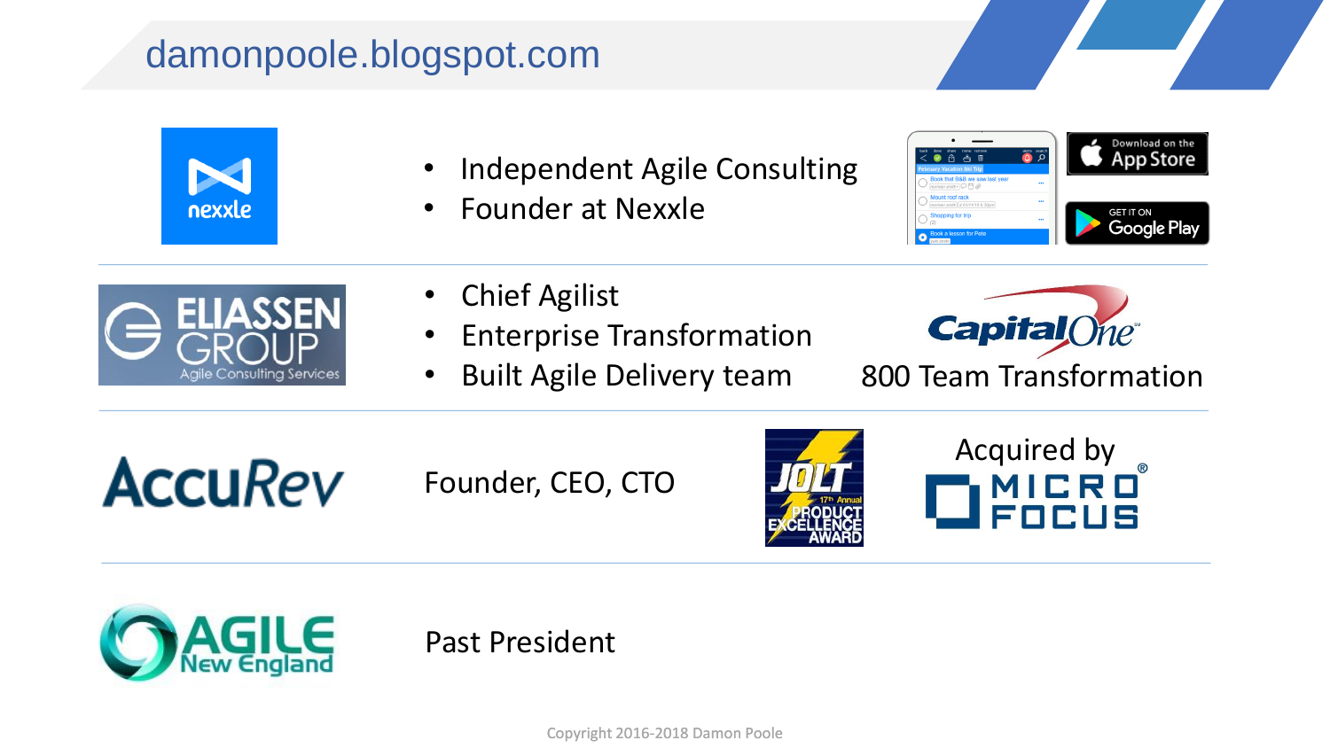# damonpoole.blogspot.com

nexxle

- Independent Agile Consulting
- Founder at Nexxle

Download on the App Store

GET IT ON Google Play

---

ELIASSEN GROUP Agile Consulting Services

- Chief Agilist
- Enterprise Transformation
- Built Agile Delivery team

Capital One

800 Team Transformation

---

AccuRev

Founder, CEO, CTO

JOLT 17th Annual PRODUCT EXCELLENCE AWARD

Acquired by MICRO FOCUS

---

AGILE New England

Past President

Copyright 2016-2018 Damon Poole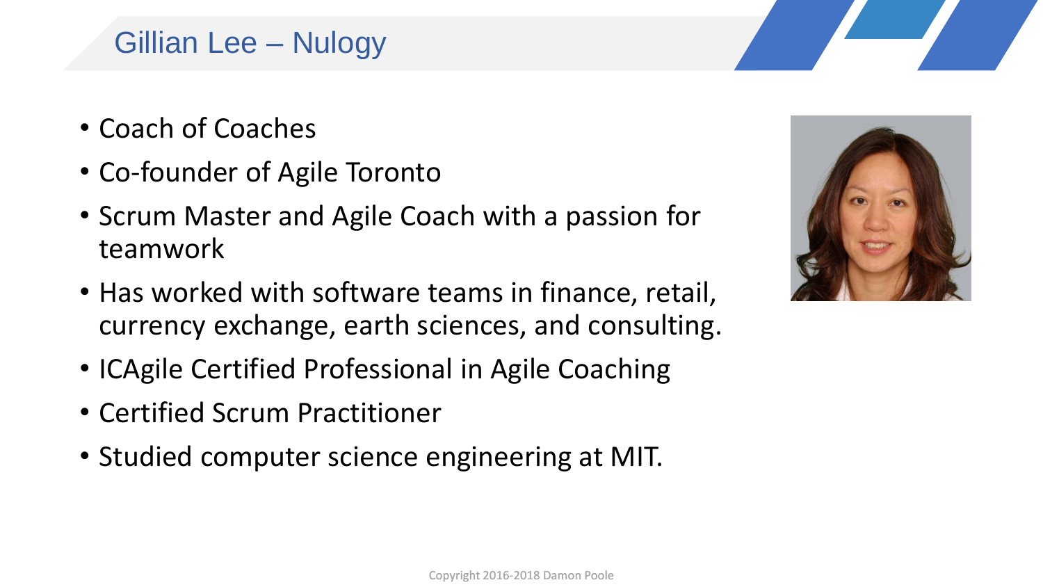# Gillian Lee – Nulogy

- Coach of Coaches
- Co-founder of Agile Toronto
- Scrum Master and Agile Coach with a passion for teamwork
- Has worked with software teams in finance, retail, currency exchange, earth sciences, and consulting.
- ICAgile Certified Professional in Agile Coaching
- Certified Scrum Practitioner
- Studied computer science engineering at MIT.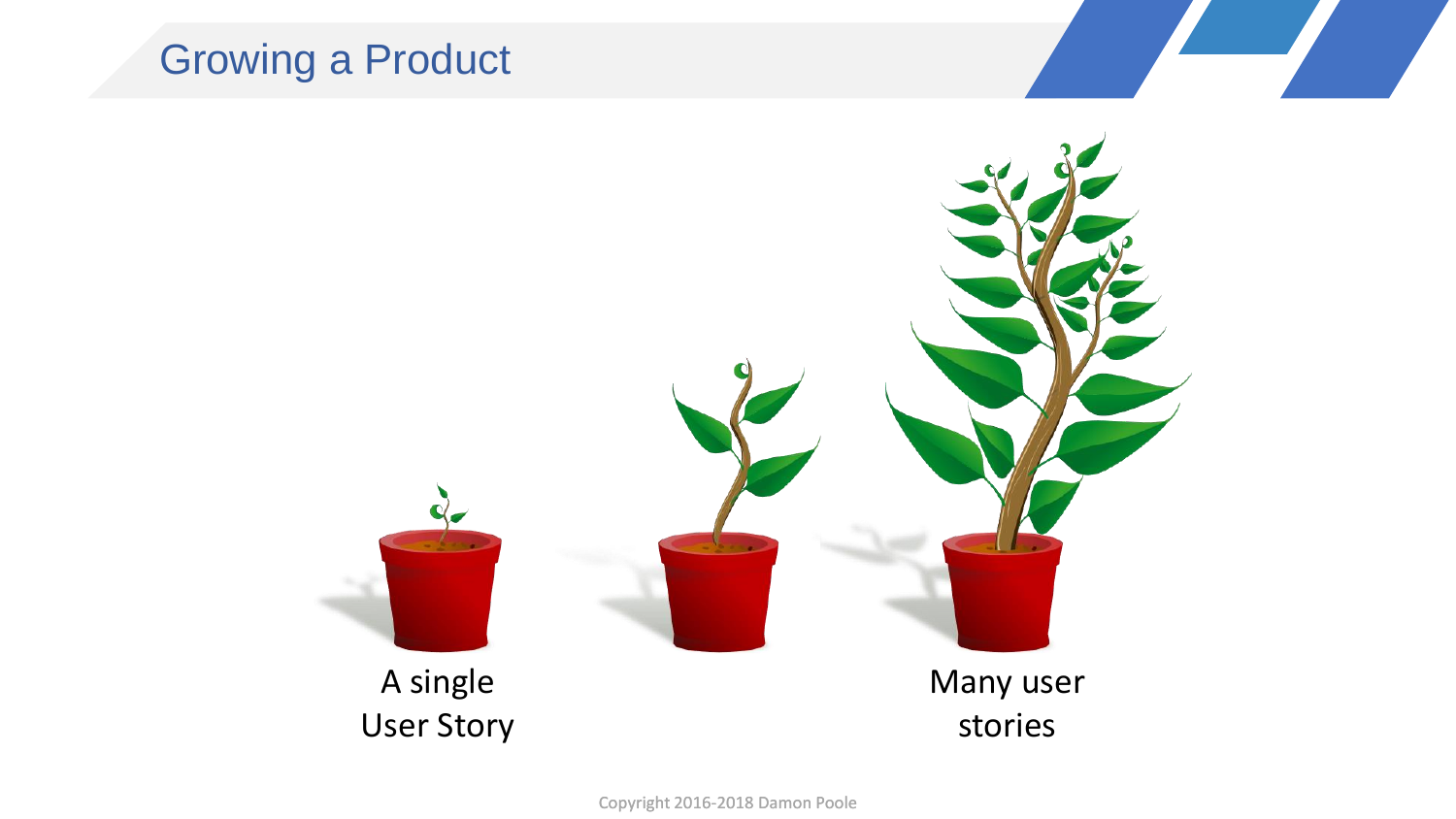# Growing a Product

A single User Story

Many user stories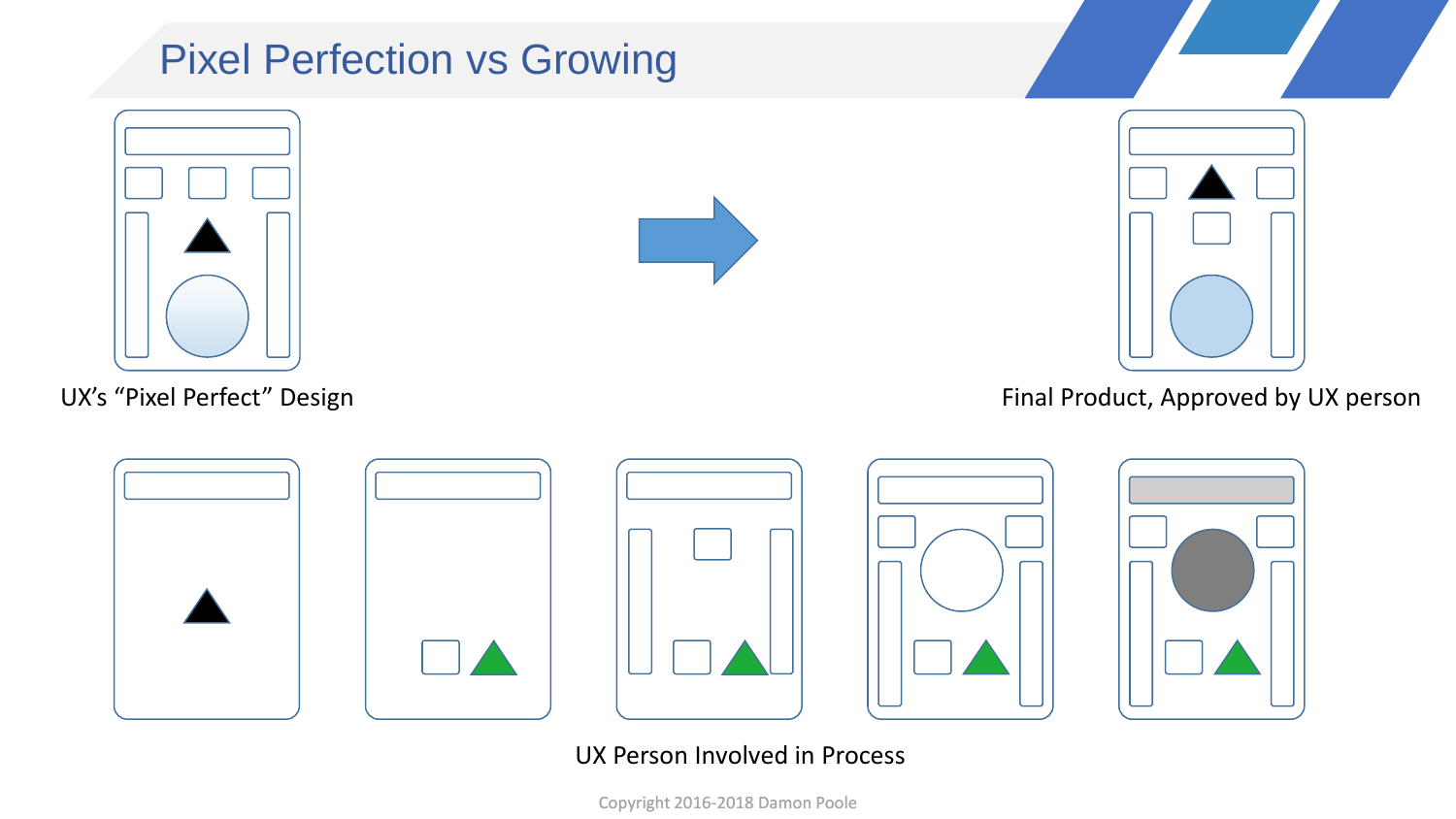# Pixel Perfection vs Growing

UX's "Pixel Perfect" Design

Final Product, Approved by UX person

UX Person Involved in Process

Copyright 2016-2018 Damon Poole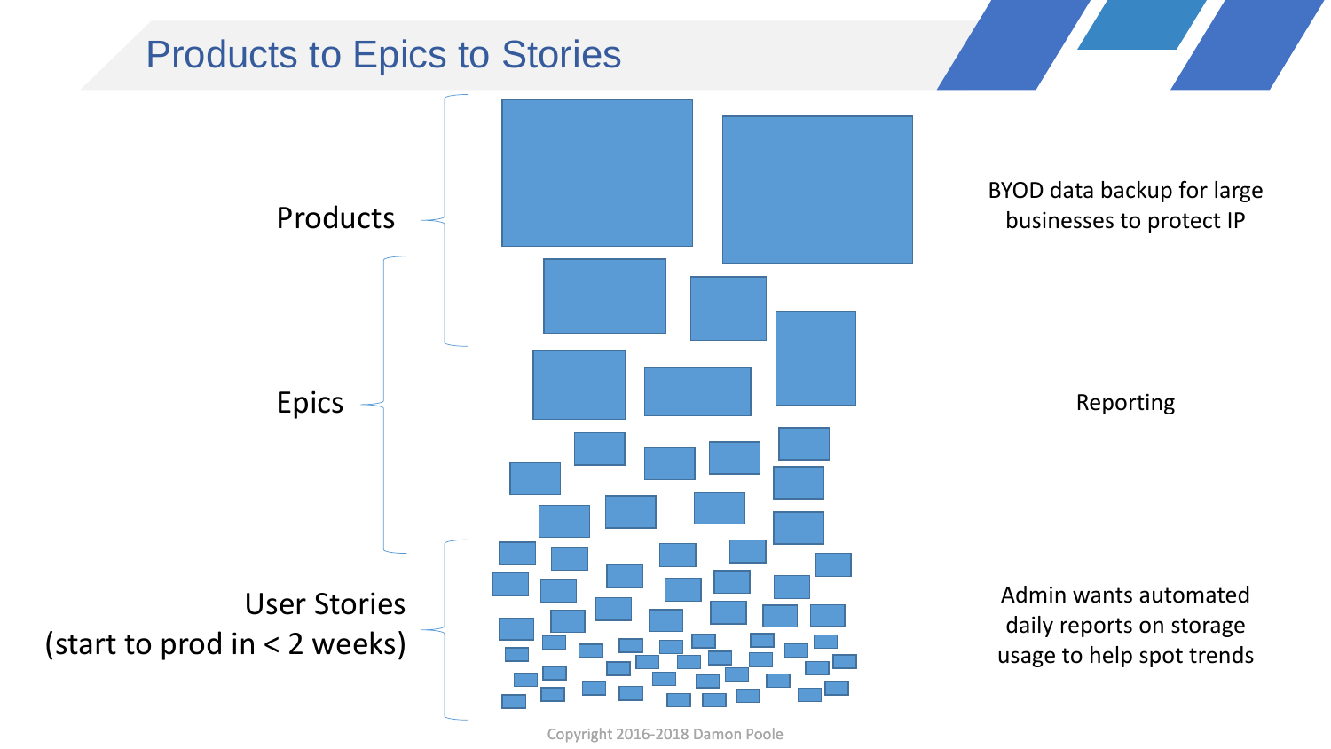# Products to Epics to Stories

Products

BYOD data backup for large businesses to protect IP

Epics

Reporting

User Stories (start to prod in < 2 weeks)

Admin wants automated daily reports on storage usage to help spot trends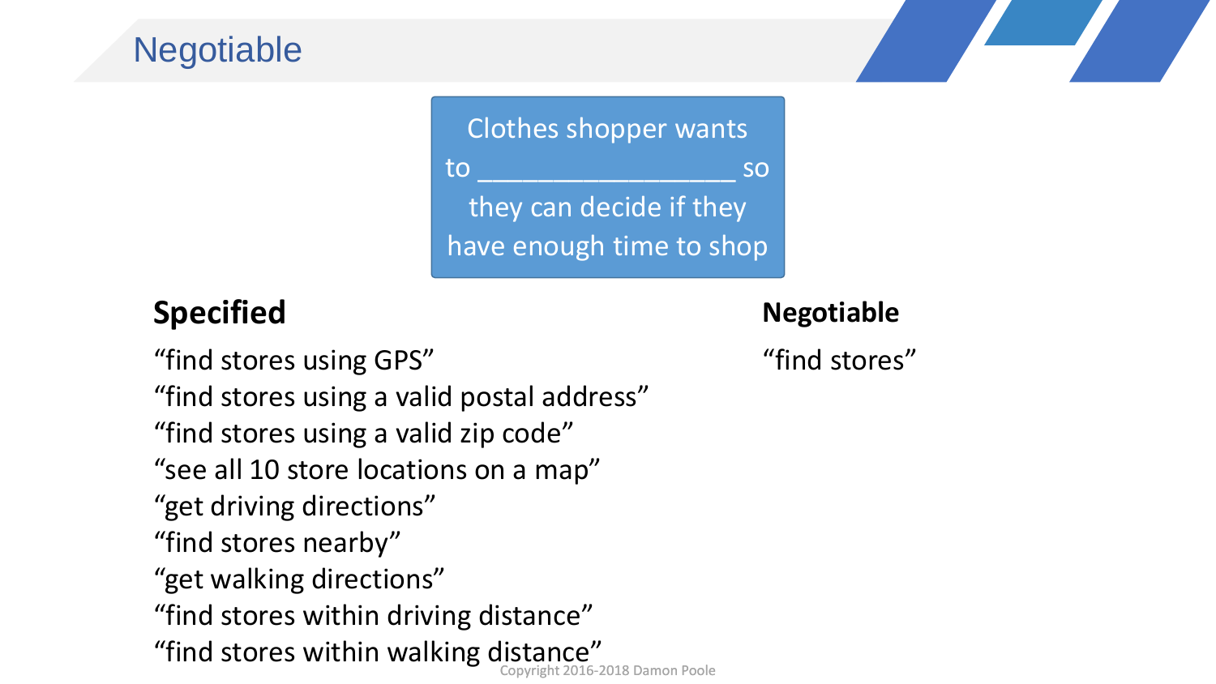# Negotiable

Clothes shopper wants to ________________ so they can decide if they have enough time to shop

**Specified**

"find stores using GPS"
"find stores using a valid postal address"
"find stores using a valid zip code"
"see all 10 store locations on a map"
"get driving directions"
"find stores nearby"
"get walking directions"
"find stores within driving distance"
"find stores within walking distance"

**Negotiable**

"find stores"

Copyright 2016-2018 Damon Poole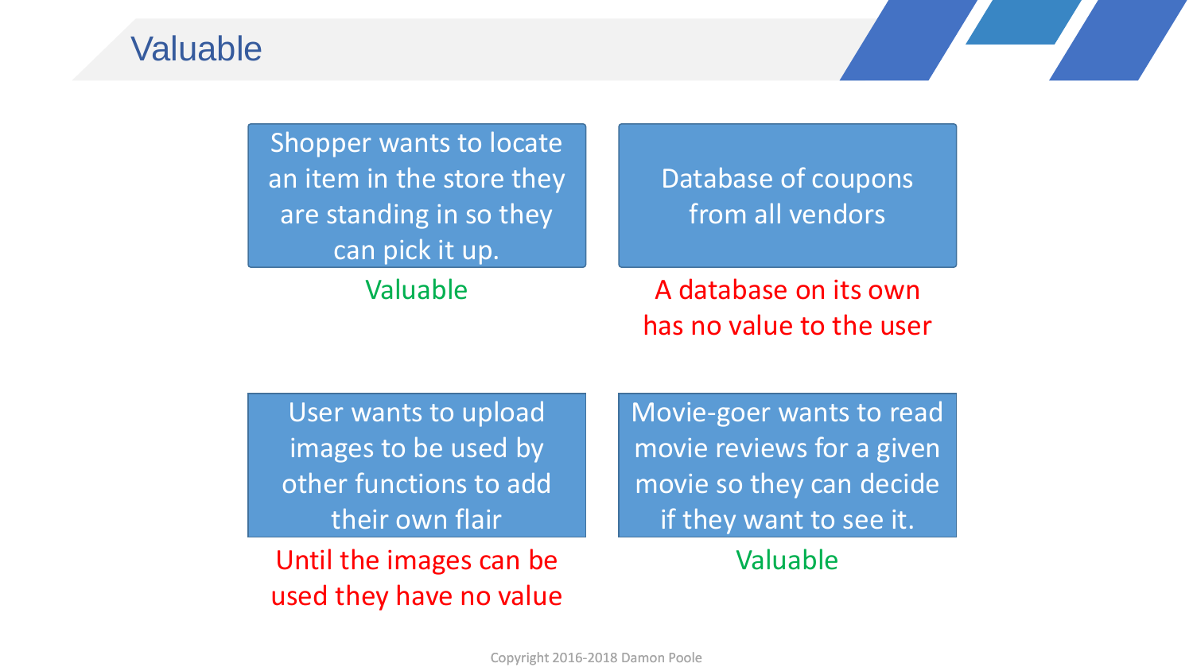# Valuable

**Shopper wants to locate an item in the store they are standing in so they can pick it up.**

Valuable

**Database of coupons from all vendors**

A database on its own has no value to the user

**User wants to upload images to be used by other functions to add their own flair**

Until the images can be used they have no value

**Movie-goer wants to read movie reviews for a given movie so they can decide if they want to see it.**

Valuable

Copyright 2016-2018 Damon Poole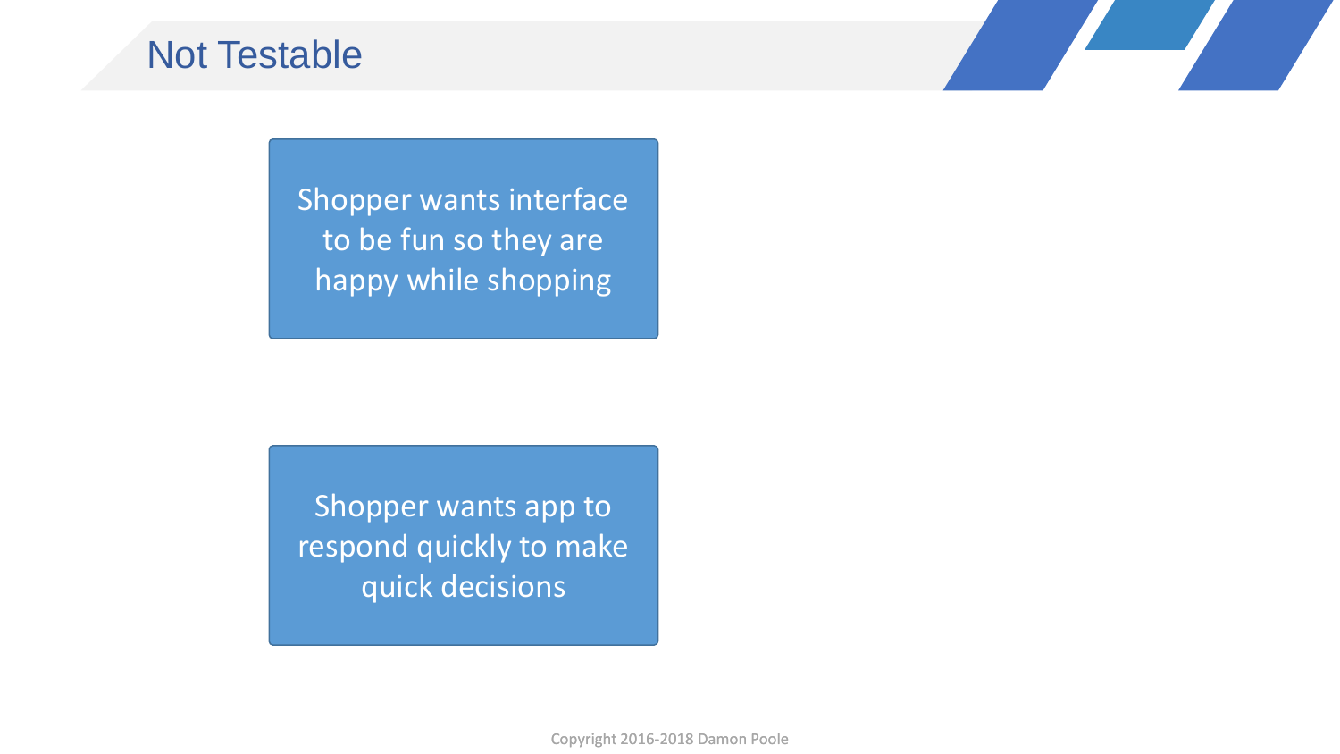# Not Testable

Shopper wants interface to be fun so they are happy while shopping

Shopper wants app to respond quickly to make quick decisions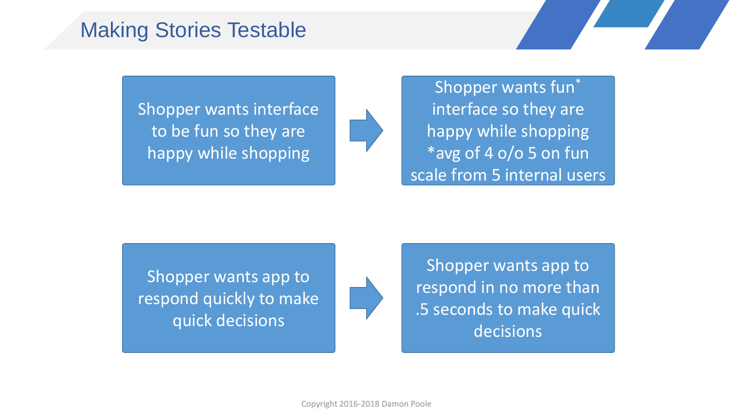# Making Stories Testable

Shopper wants interface to be fun so they are happy while shopping → Shopper wants fun* interface so they are happy while shopping
*avg of 4 o/o 5 on fun scale from 5 internal users

Shopper wants app to respond quickly to make quick decisions → Shopper wants app to respond in no more than .5 seconds to make quick decisions

Copyright 2016-2018 Damon Poole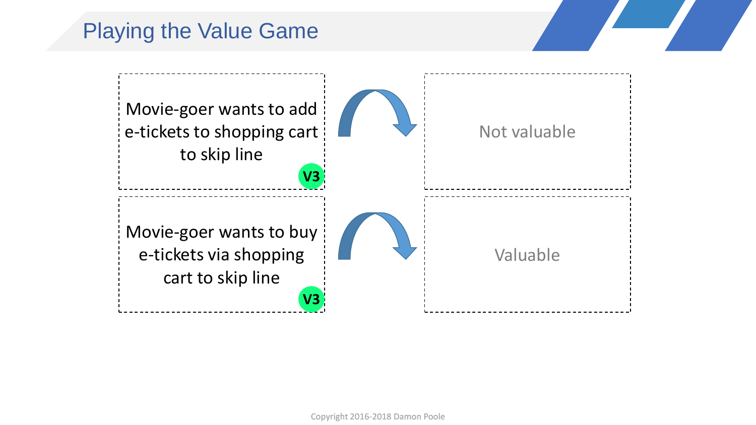# Playing the Value Game

| Story | | Assessment |
| --- | --- | --- |
| Movie-goer wants to add e-tickets to shopping cart to skip line (V3) | → | Not valuable |
| Movie-goer wants to buy e-tickets via shopping cart to skip line (V3) | → | Valuable |

Copyright 2016-2018 Damon Poole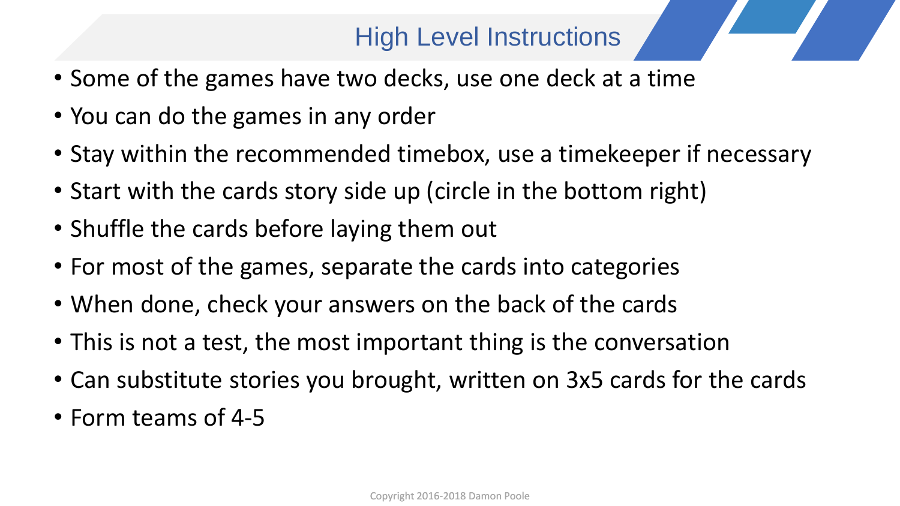# High Level Instructions

- Some of the games have two decks, use one deck at a time
- You can do the games in any order
- Stay within the recommended timebox, use a timekeeper if necessary
- Start with the cards story side up (circle in the bottom right)
- Shuffle the cards before laying them out
- For most of the games, separate the cards into categories
- When done, check your answers on the back of the cards
- This is not a test, the most important thing is the conversation
- Can substitute stories you brought, written on 3x5 cards for the cards
- Form teams of 4-5

Copyright 2016-2018 Damon Poole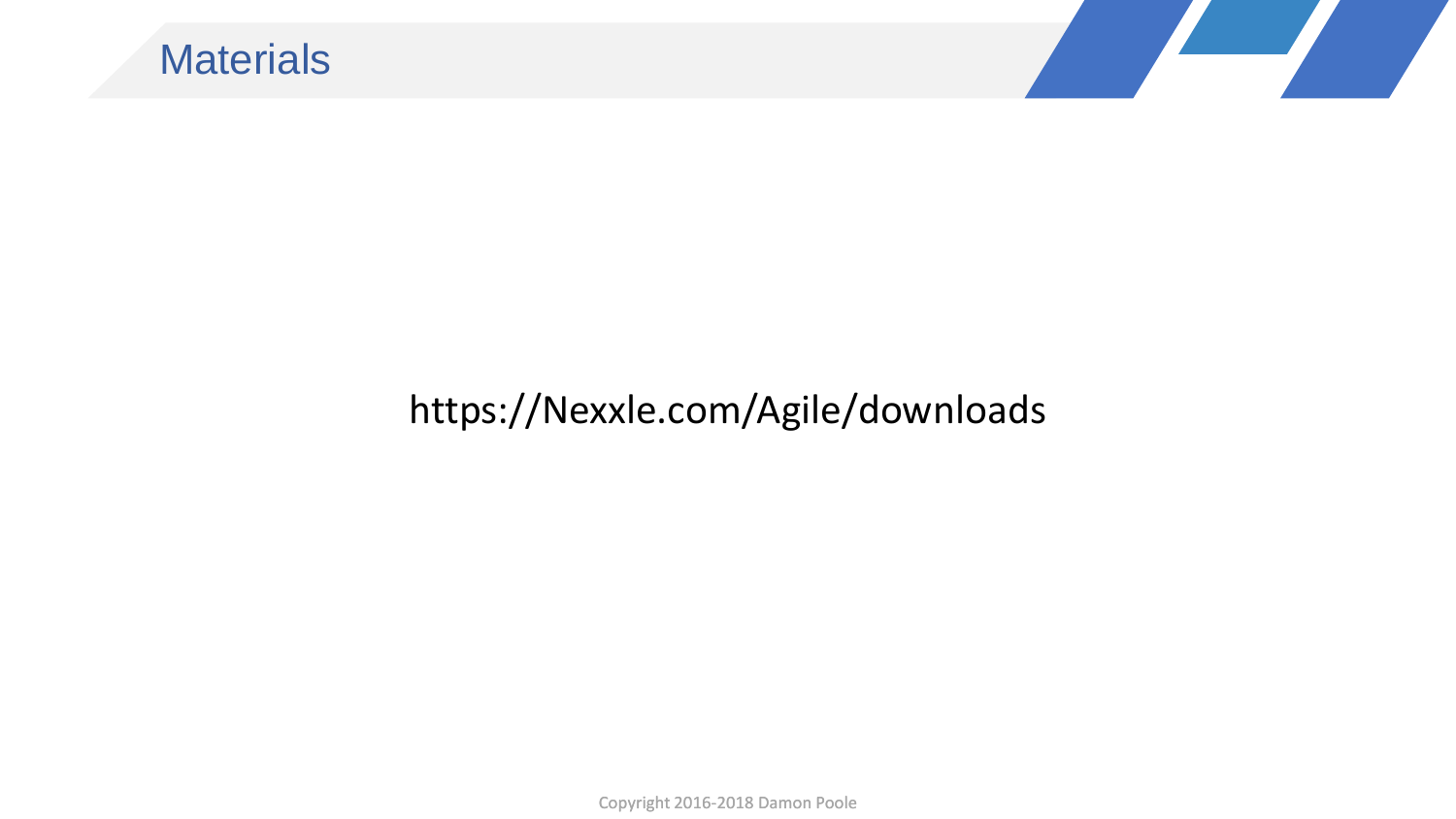# Materials

https://Nexxle.com/Agile/downloads